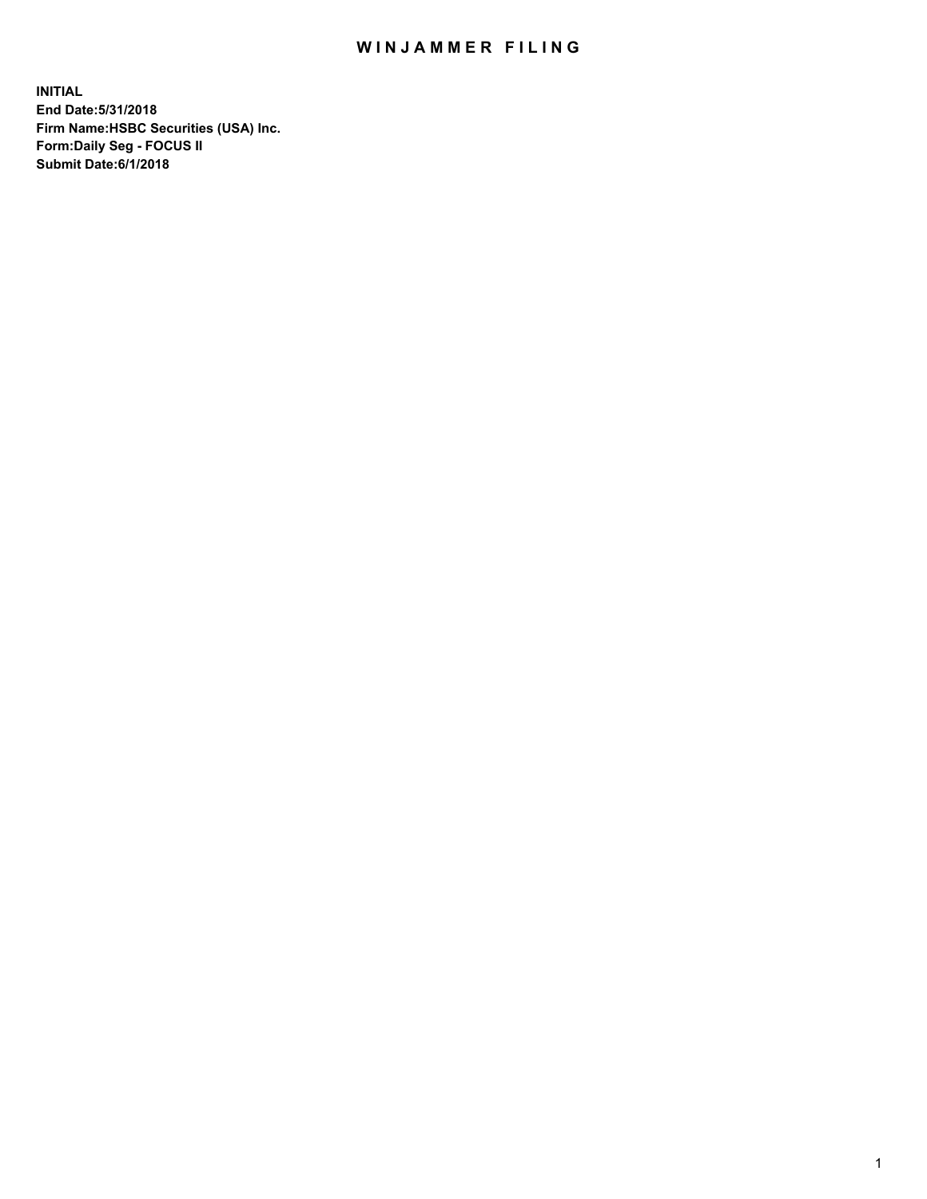# WINJAMMER FILING

**INITIAL**
**End Date:5/31/2018**
**Firm Name:HSBC Securities (USA) Inc.**
**Form:Daily Seg - FOCUS II**
**Submit Date:6/1/2018**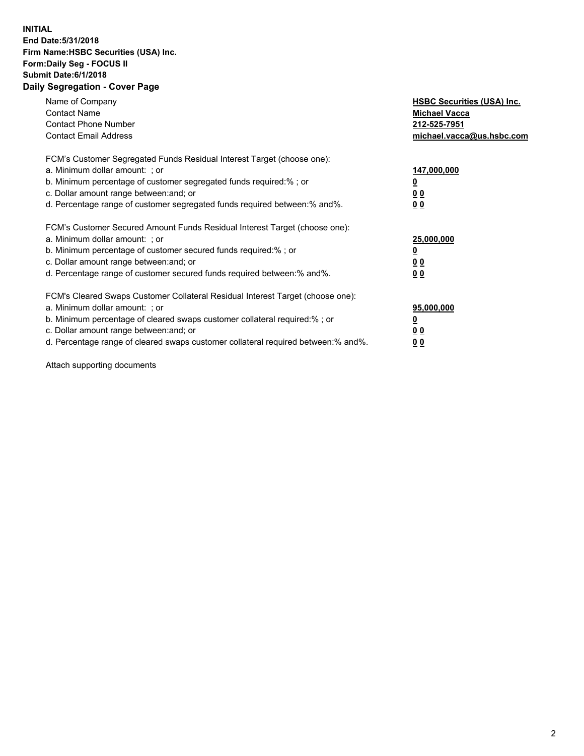**INITIAL**
**End Date:5/31/2018**
**Firm Name:HSBC Securities (USA) Inc.**
**Form:Daily Seg - FOCUS II**
**Submit Date:6/1/2018**

## Daily Segregation - Cover Page

| | |
|---|---|
| Name of Company | **HSBC Securities (USA) Inc.** |
| Contact Name | **Michael Vacca** |
| Contact Phone Number | **212-525-7951** |
| Contact Email Address | **michael.vacca@us.hsbc.com** |

| | |
|---|---|
| FCM's Customer Segregated Funds Residual Interest Target (choose one): | |
| a. Minimum dollar amount: ; or | **147,000,000** |
| b. Minimum percentage of customer segregated funds required:% ; or | **0** |
| c. Dollar amount range between:and; or | **0 0** |
| d. Percentage range of customer segregated funds required between:% and%. | **0 0** |

| | |
|---|---|
| FCM's Customer Secured Amount Funds Residual Interest Target (choose one): | |
| a. Minimum dollar amount: ; or | **25,000,000** |
| b. Minimum percentage of customer secured funds required:% ; or | **0** |
| c. Dollar amount range between:and; or | **0 0** |
| d. Percentage range of customer secured funds required between:% and%. | **0 0** |

| | |
|---|---|
| FCM's Cleared Swaps Customer Collateral Residual Interest Target (choose one): | |
| a. Minimum dollar amount: ; or | **95,000,000** |
| b. Minimum percentage of cleared swaps customer collateral required:% ; or | **0** |
| c. Dollar amount range between:and; or | **0 0** |
| d. Percentage range of cleared swaps customer collateral required between:% and%. | **0 0** |

Attach supporting documents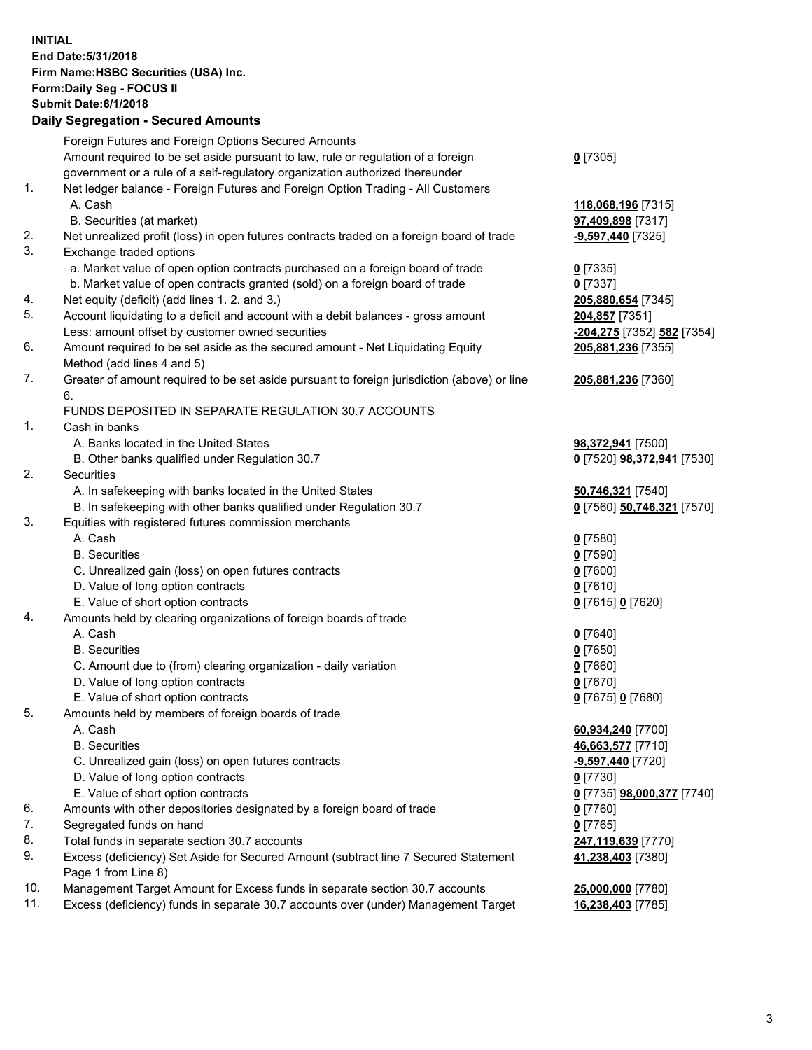**INITIAL**
**End Date:5/31/2018**
**Firm Name:HSBC Securities (USA) Inc.**
**Form:Daily Seg - FOCUS II**
**Submit Date:6/1/2018**

## Daily Segregation - Secured Amounts

| | | |
|---|---|---|
| | Foreign Futures and Foreign Options Secured Amounts | |
| | Amount required to be set aside pursuant to law, rule or regulation of a foreign government or a rule of a self-regulatory organization authorized thereunder | **0** [7305] |
| 1. | Net ledger balance - Foreign Futures and Foreign Option Trading - All Customers | |
| | A. Cash | **118,068,196** [7315] |
| | B. Securities (at market) | **97,409,898** [7317] |
| 2. | Net unrealized profit (loss) in open futures contracts traded on a foreign board of trade | **-9,597,440** [7325] |
| 3. | Exchange traded options | |
| | a. Market value of open option contracts purchased on a foreign board of trade | **0** [7335] |
| | b. Market value of open contracts granted (sold) on a foreign board of trade | **0** [7337] |
| 4. | Net equity (deficit) (add lines 1. 2. and 3.) | **205,880,654** [7345] |
| 5. | Account liquidating to a deficit and account with a debit balances - gross amount | **204,857** [7351] |
| | Less: amount offset by customer owned securities | **-204,275** [7352] **582** [7354] |
| 6. | Amount required to be set aside as the secured amount - Net Liquidating Equity Method (add lines 4 and 5) | **205,881,236** [7355] |
| 7. | Greater of amount required to be set aside pursuant to foreign jurisdiction (above) or line 6. | **205,881,236** [7360] |
| | FUNDS DEPOSITED IN SEPARATE REGULATION 30.7 ACCOUNTS | |
| 1. | Cash in banks | |
| | A. Banks located in the United States | **98,372,941** [7500] |
| | B. Other banks qualified under Regulation 30.7 | **0** [7520] **98,372,941** [7530] |
| 2. | Securities | |
| | A. In safekeeping with banks located in the United States | **50,746,321** [7540] |
| | B. In safekeeping with other banks qualified under Regulation 30.7 | **0** [7560] **50,746,321** [7570] |
| 3. | Equities with registered futures commission merchants | |
| | A. Cash | **0** [7580] |
| | B. Securities | **0** [7590] |
| | C. Unrealized gain (loss) on open futures contracts | **0** [7600] |
| | D. Value of long option contracts | **0** [7610] |
| | E. Value of short option contracts | **0** [7615] **0** [7620] |
| 4. | Amounts held by clearing organizations of foreign boards of trade | |
| | A. Cash | **0** [7640] |
| | B. Securities | **0** [7650] |
| | C. Amount due to (from) clearing organization - daily variation | **0** [7660] |
| | D. Value of long option contracts | **0** [7670] |
| | E. Value of short option contracts | **0** [7675] **0** [7680] |
| 5. | Amounts held by members of foreign boards of trade | |
| | A. Cash | **60,934,240** [7700] |
| | B. Securities | **46,663,577** [7710] |
| | C. Unrealized gain (loss) on open futures contracts | **-9,597,440** [7720] |
| | D. Value of long option contracts | **0** [7730] |
| | E. Value of short option contracts | **0** [7735] **98,000,377** [7740] |
| 6. | Amounts with other depositories designated by a foreign board of trade | **0** [7760] |
| 7. | Segregated funds on hand | **0** [7765] |
| 8. | Total funds in separate section 30.7 accounts | **247,119,639** [7770] |
| 9. | Excess (deficiency) Set Aside for Secured Amount (subtract line 7 Secured Statement Page 1 from Line 8) | **41,238,403** [7380] |
| 10. | Management Target Amount for Excess funds in separate section 30.7 accounts | **25,000,000** [7780] |
| 11. | Excess (deficiency) funds in separate 30.7 accounts over (under) Management Target | **16,238,403** [7785] |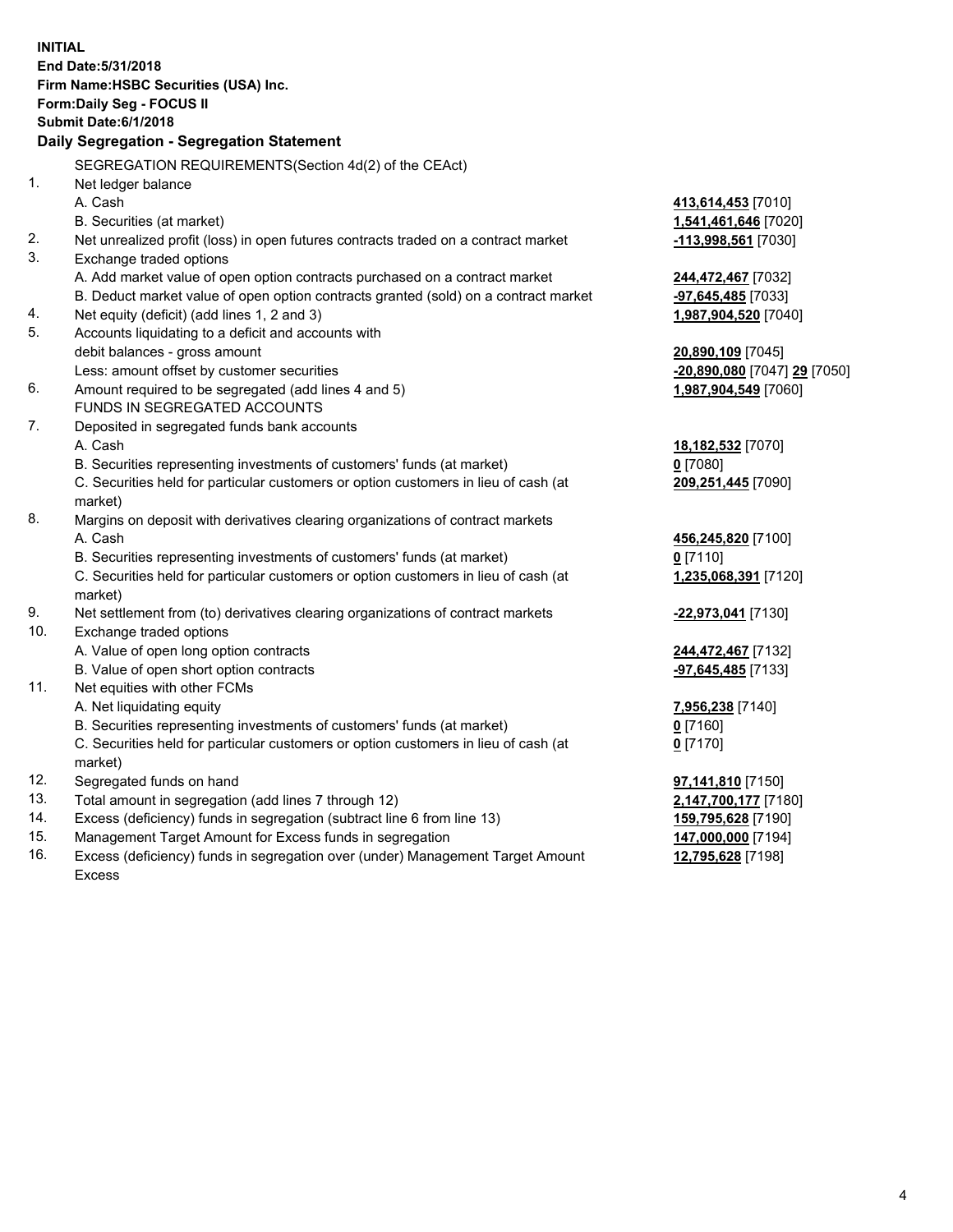**INITIAL**
**End Date:5/31/2018**
**Firm Name:HSBC Securities (USA) Inc.**
**Form:Daily Seg - FOCUS II**
**Submit Date:6/1/2018**

## Daily Segregation - Segregation Statement

| | | |
|---|---|---|
| | SEGREGATION REQUIREMENTS(Section 4d(2) of the CEAct) | |
| 1. | Net ledger balance | |
| | A. Cash | **413,614,453** [7010] |
| | B. Securities (at market) | **1,541,461,646** [7020] |
| 2. | Net unrealized profit (loss) in open futures contracts traded on a contract market | **-113,998,561** [7030] |
| 3. | Exchange traded options | |
| | A. Add market value of open option contracts purchased on a contract market | **244,472,467** [7032] |
| | B. Deduct market value of open option contracts granted (sold) on a contract market | **-97,645,485** [7033] |
| 4. | Net equity (deficit) (add lines 1, 2 and 3) | **1,987,904,520** [7040] |
| 5. | Accounts liquidating to a deficit and accounts with | |
| | debit balances - gross amount | **20,890,109** [7045] |
| | Less: amount offset by customer securities | **-20,890,080** [7047] **29** [7050] |
| 6. | Amount required to be segregated (add lines 4 and 5) | **1,987,904,549** [7060] |
| | FUNDS IN SEGREGATED ACCOUNTS | |
| 7. | Deposited in segregated funds bank accounts | |
| | A. Cash | **18,182,532** [7070] |
| | B. Securities representing investments of customers' funds (at market) | **0** [7080] |
| | C. Securities held for particular customers or option customers in lieu of cash (at market) | **209,251,445** [7090] |
| 8. | Margins on deposit with derivatives clearing organizations of contract markets | |
| | A. Cash | **456,245,820** [7100] |
| | B. Securities representing investments of customers' funds (at market) | **0** [7110] |
| | C. Securities held for particular customers or option customers in lieu of cash (at market) | **1,235,068,391** [7120] |
| 9. | Net settlement from (to) derivatives clearing organizations of contract markets | **-22,973,041** [7130] |
| 10. | Exchange traded options | |
| | A. Value of open long option contracts | **244,472,467** [7132] |
| | B. Value of open short option contracts | **-97,645,485** [7133] |
| 11. | Net equities with other FCMs | |
| | A. Net liquidating equity | **7,956,238** [7140] |
| | B. Securities representing investments of customers' funds (at market) | **0** [7160] |
| | C. Securities held for particular customers or option customers in lieu of cash (at market) | **0** [7170] |
| 12. | Segregated funds on hand | **97,141,810** [7150] |
| 13. | Total amount in segregation (add lines 7 through 12) | **2,147,700,177** [7180] |
| 14. | Excess (deficiency) funds in segregation (subtract line 6 from line 13) | **159,795,628** [7190] |
| 15. | Management Target Amount for Excess funds in segregation | **147,000,000** [7194] |
| 16. | Excess (deficiency) funds in segregation over (under) Management Target Amount Excess | **12,795,628** [7198] |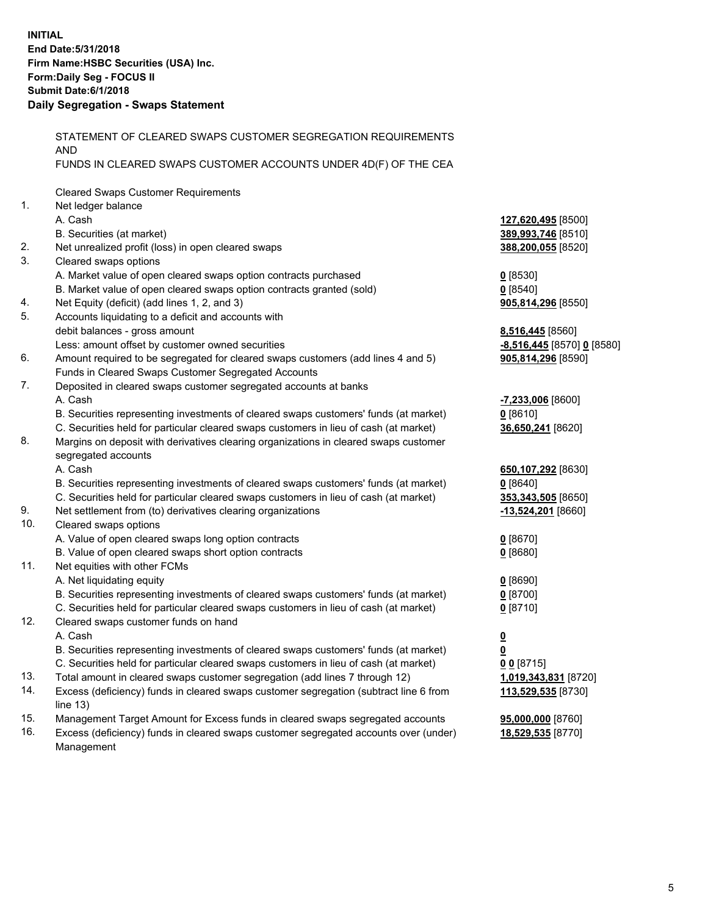**INITIAL**
**End Date:5/31/2018**
**Firm Name:HSBC Securities (USA) Inc.**
**Form:Daily Seg - FOCUS II**
**Submit Date:6/1/2018**
**Daily Segregation - Swaps Statement**

STATEMENT OF CLEARED SWAPS CUSTOMER SEGREGATION REQUIREMENTS AND FUNDS IN CLEARED SWAPS CUSTOMER ACCOUNTS UNDER 4D(F) OF THE CEA

| | | |
|---|---|---|
| | Cleared Swaps Customer Requirements | |
| 1. | Net ledger balance | |
| | A. Cash | **127,620,495** [8500] |
| | B. Securities (at market) | **389,993,746** [8510] |
| 2. | Net unrealized profit (loss) in open cleared swaps | **388,200,055** [8520] |
| 3. | Cleared swaps options | |
| | A. Market value of open cleared swaps option contracts purchased | **0** [8530] |
| | B. Market value of open cleared swaps option contracts granted (sold) | **0** [8540] |
| 4. | Net Equity (deficit) (add lines 1, 2, and 3) | **905,814,296** [8550] |
| 5. | Accounts liquidating to a deficit and accounts with debit balances - gross amount | **8,516,445** [8560] |
| | Less: amount offset by customer owned securities | **-8,516,445** [8570] **0** [8580] |
| 6. | Amount required to be segregated for cleared swaps customers (add lines 4 and 5) | **905,814,296** [8590] |
| | Funds in Cleared Swaps Customer Segregated Accounts | |
| 7. | Deposited in cleared swaps customer segregated accounts at banks | |
| | A. Cash | **-7,233,006** [8600] |
| | B. Securities representing investments of cleared swaps customers' funds (at market) | **0** [8610] |
| | C. Securities held for particular cleared swaps customers in lieu of cash (at market) | **36,650,241** [8620] |
| 8. | Margins on deposit with derivatives clearing organizations in cleared swaps customer segregated accounts | |
| | A. Cash | **650,107,292** [8630] |
| | B. Securities representing investments of cleared swaps customers' funds (at market) | **0** [8640] |
| | C. Securities held for particular cleared swaps customers in lieu of cash (at market) | **353,343,505** [8650] |
| 9. | Net settlement from (to) derivatives clearing organizations | **-13,524,201** [8660] |
| 10. | Cleared swaps options | |
| | A. Value of open cleared swaps long option contracts | **0** [8670] |
| | B. Value of open cleared swaps short option contracts | **0** [8680] |
| 11. | Net equities with other FCMs | |
| | A. Net liquidating equity | **0** [8690] |
| | B. Securities representing investments of cleared swaps customers' funds (at market) | **0** [8700] |
| | C. Securities held for particular cleared swaps customers in lieu of cash (at market) | **0** [8710] |
| 12. | Cleared swaps customer funds on hand | |
| | A. Cash | **0** |
| | B. Securities representing investments of cleared swaps customers' funds (at market) | **0** |
| | C. Securities held for particular cleared swaps customers in lieu of cash (at market) | **0** **0** [8715] |
| 13. | Total amount in cleared swaps customer segregation (add lines 7 through 12) | **1,019,343,831** [8720] |
| 14. | Excess (deficiency) funds in cleared swaps customer segregation (subtract line 6 from line 13) | **113,529,535** [8730] |
| 15. | Management Target Amount for Excess funds in cleared swaps segregated accounts | **95,000,000** [8760] |
| 16. | Excess (deficiency) funds in cleared swaps customer segregated accounts over (under) Management | **18,529,535** [8770] |